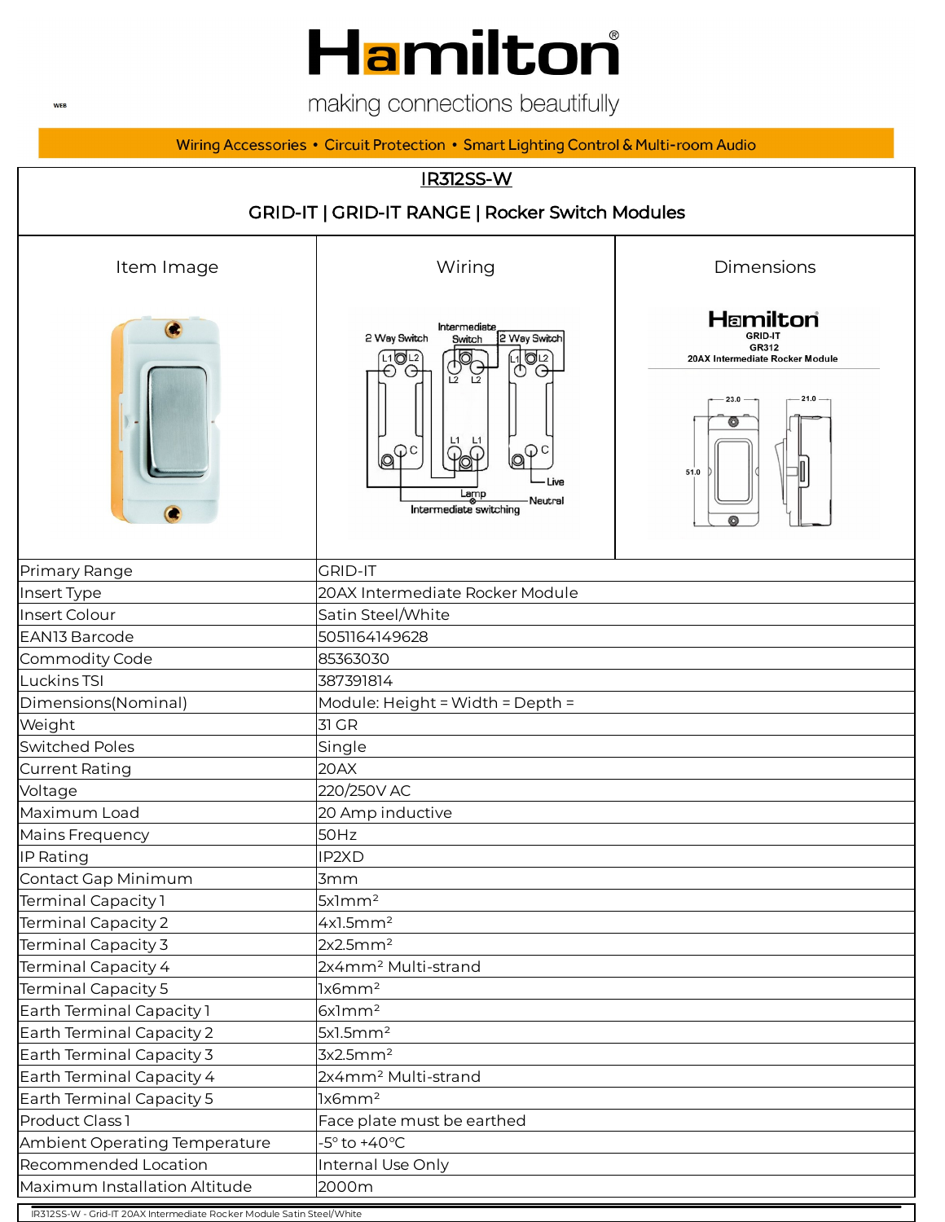# Hamilton®

making connections beautifully

WEB

Wiring Accessories • Circuit Protection • Smart Lighting Control & Multi-room Audio

## IR312SS-W

### GRID-IT | GRID-IT RANGE | Rocker Switch Modules

| Item Image | Wiring | Dimensions |
|---|---|---|
| | 2 Way Switch, Intermediate Switch, 2 Way Switch, L1, L2, C, Live, Lamp, Neutral, Intermediate switching | Hamilton GRID-IT GR312 20AX Intermediate Rocker Module; 23.0, 21.0, 51.0 |

| | |
|---|---|
| Primary Range | GRID-IT |
| Insert Type | 20AX Intermediate Rocker Module |
| Insert Colour | Satin Steel/White |
| EAN13 Barcode | 5051164149628 |
| Commodity Code | 85363030 |
| Luckins TSI | 387391814 |
| Dimensions(Nominal) | Module: Height = Width = Depth = |
| Weight | 31 GR |
| Switched Poles | Single |
| Current Rating | 20AX |
| Voltage | 220/250V AC |
| Maximum Load | 20 Amp inductive |
| Mains Frequency | 50Hz |
| IP Rating | IP2XD |
| Contact Gap Minimum | 3mm |
| Terminal Capacity 1 | 5x1mm² |
| Terminal Capacity 2 | 4x1.5mm² |
| Terminal Capacity 3 | 2x2.5mm² |
| Terminal Capacity 4 | 2x4mm² Multi-strand |
| Terminal Capacity 5 | 1x6mm² |
| Earth Terminal Capacity 1 | 6x1mm² |
| Earth Terminal Capacity 2 | 5x1.5mm² |
| Earth Terminal Capacity 3 | 3x2.5mm² |
| Earth Terminal Capacity 4 | 2x4mm² Multi-strand |
| Earth Terminal Capacity 5 | 1x6mm² |
| Product Class 1 | Face plate must be earthed |
| Ambient Operating Temperature | -5° to +40°C |
| Recommended Location | Internal Use Only |
| Maximum Installation Altitude | 2000m |

IR312SS-W - Grid-IT 20AX Intermediate Rocker Module Satin Steel/White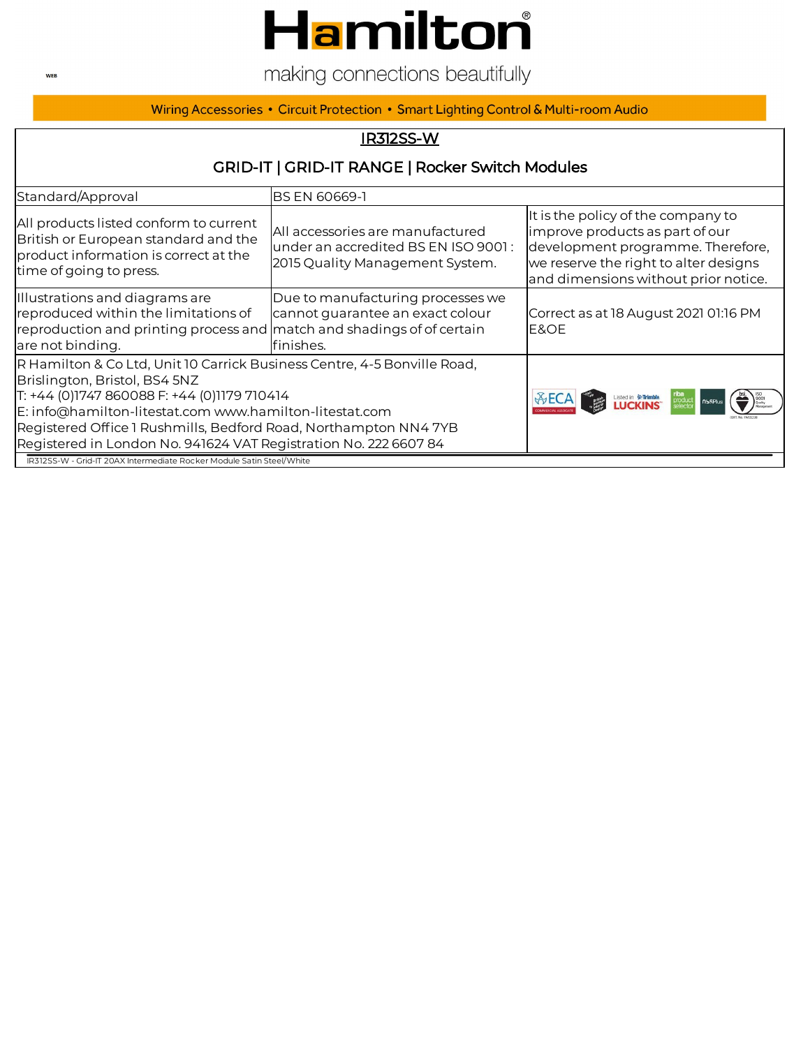**Hamilton**

making connections beautifully

WEB

Wiring Accessories • Circuit Protection • Smart Lighting Control & Multi-room Audio

## IR312SS-W

### GRID-IT | GRID-IT RANGE | Rocker Switch Modules

| | | |
|---|---|---|
| Standard/Approval | BS EN 60669-1 | |
| All products listed conform to current British or European standard and the product information is correct at the time of going to press. | All accessories are manufactured under an accredited BS EN ISO 9001 : 2015 Quality Management System. | It is the policy of the company to improve products as part of our development programme. Therefore, we reserve the right to alter designs and dimensions without prior notice. |
| Illustrations and diagrams are reproduced within the limitations of reproduction and printing process and are not binding. | Due to manufacturing processes we cannot guarantee an exact colour match and shadings of of certain finishes. | Correct as at 18 August 2021 01:16 PM E&OE |

R Hamilton & Co Ltd, Unit 10 Carrick Business Centre, 4-5 Bonville Road, Brislington, Bristol, BS4 5NZ
T: +44 (0)1747 860088 F: +44 (0)1179 710414
E: info@hamilton-litestat.com www.hamilton-litestat.com
Registered Office 1 Rushmills, Bedford Road, Northampton NN4 7YB
Registered in London No. 941624 VAT Registration No. 222 6607 84

IR312SS-W - Grid-IT 20AX Intermediate Rocker Module Satin Steel/White